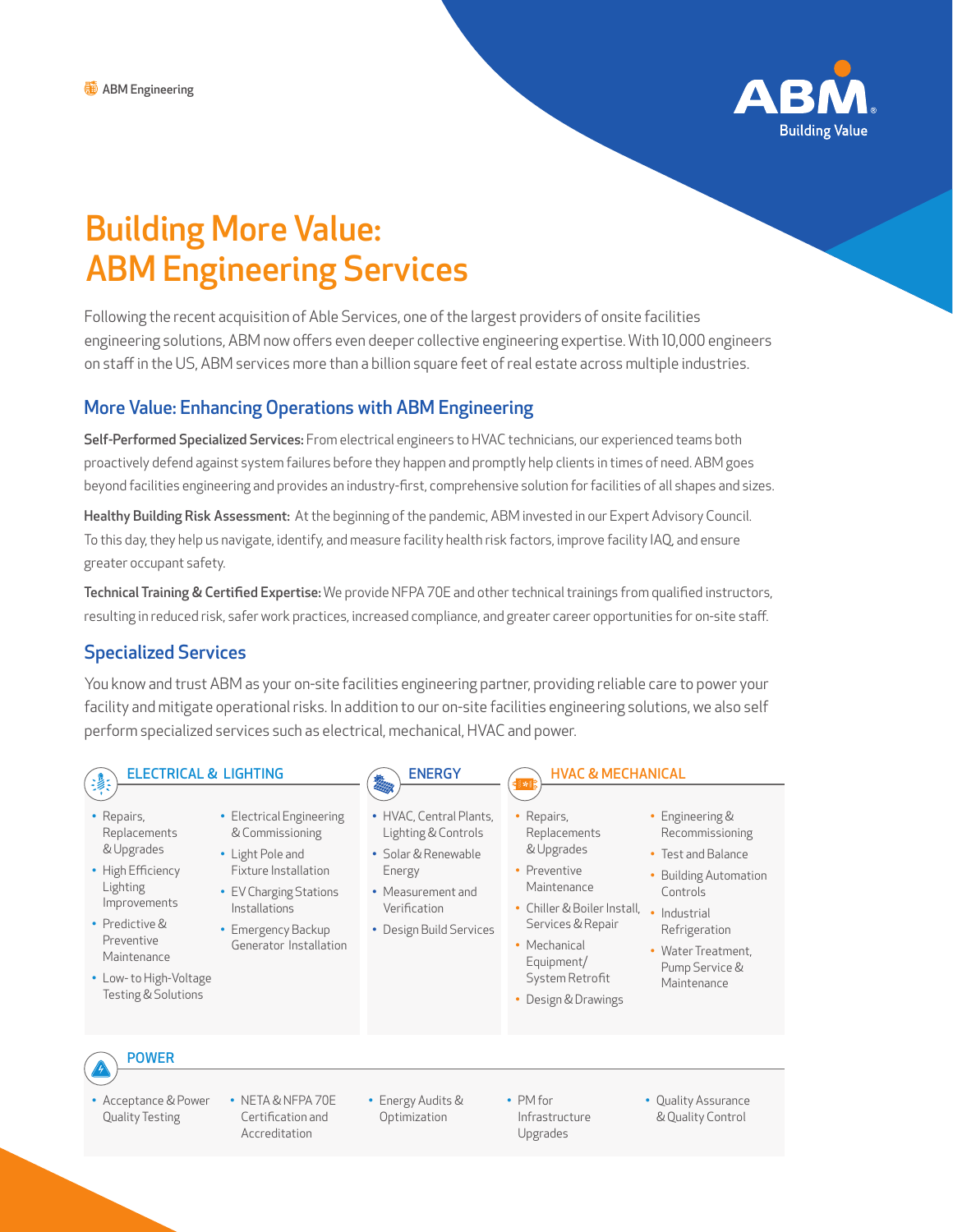ABM Engineering

ABM
Building Value

# Building More Value: ABM Engineering Services

Following the recent acquisition of Able Services, one of the largest providers of onsite facilities engineering solutions, ABM now offers even deeper collective engineering expertise. With 10,000 engineers on staff in the US, ABM services more than a billion square feet of real estate across multiple industries.

## More Value: Enhancing Operations with ABM Engineering

**Self-Performed Specialized Services:** From electrical engineers to HVAC technicians, our experienced teams both proactively defend against system failures before they happen and promptly help clients in times of need. ABM goes beyond facilities engineering and provides an industry-first, comprehensive solution for facilities of all shapes and sizes.

**Healthy Building Risk Assessment:** At the beginning of the pandemic, ABM invested in our Expert Advisory Council. To this day, they help us navigate, identify, and measure facility health risk factors, improve facility IAQ, and ensure greater occupant safety.

**Technical Training & Certified Expertise:** We provide NFPA 70E and other technical trainings from qualified instructors, resulting in reduced risk, safer work practices, increased compliance, and greater career opportunities for on-site staff.

## Specialized Services

You know and trust ABM as your on-site facilities engineering partner, providing reliable care to power your facility and mitigate operational risks. In addition to our on-site facilities engineering solutions, we also self perform specialized services such as electrical, mechanical, HVAC and power.

### ELECTRICAL & LIGHTING

- Repairs, Replacements & Upgrades
- High Efficiency Lighting Improvements
- Predictive & Preventive Maintenance
- Low- to High-Voltage Testing & Solutions
- Electrical Engineering & Commissioning
- Light Pole and Fixture Installation
- EV Charging Stations Installations
- Emergency Backup Generator Installation

### ENERGY

- HVAC, Central Plants, Lighting & Controls
- Solar & Renewable Energy
- Measurement and Verification
- Design Build Services

### HVAC & MECHANICAL

- Repairs, Replacements & Upgrades
- Preventive Maintenance
- Chiller & Boiler Install, Services & Repair
- Mechanical Equipment/ System Retrofit
- Design & Drawings
- Engineering & Recommissioning
- Test and Balance
- Building Automation Controls
- Industrial Refrigeration
- Water Treatment, Pump Service & Maintenance

### POWER

- Acceptance & Power Quality Testing
- NETA & NFPA 70E Certification and Accreditation
- Energy Audits & Optimization
- PM for Infrastructure Upgrades
- Quality Assurance & Quality Control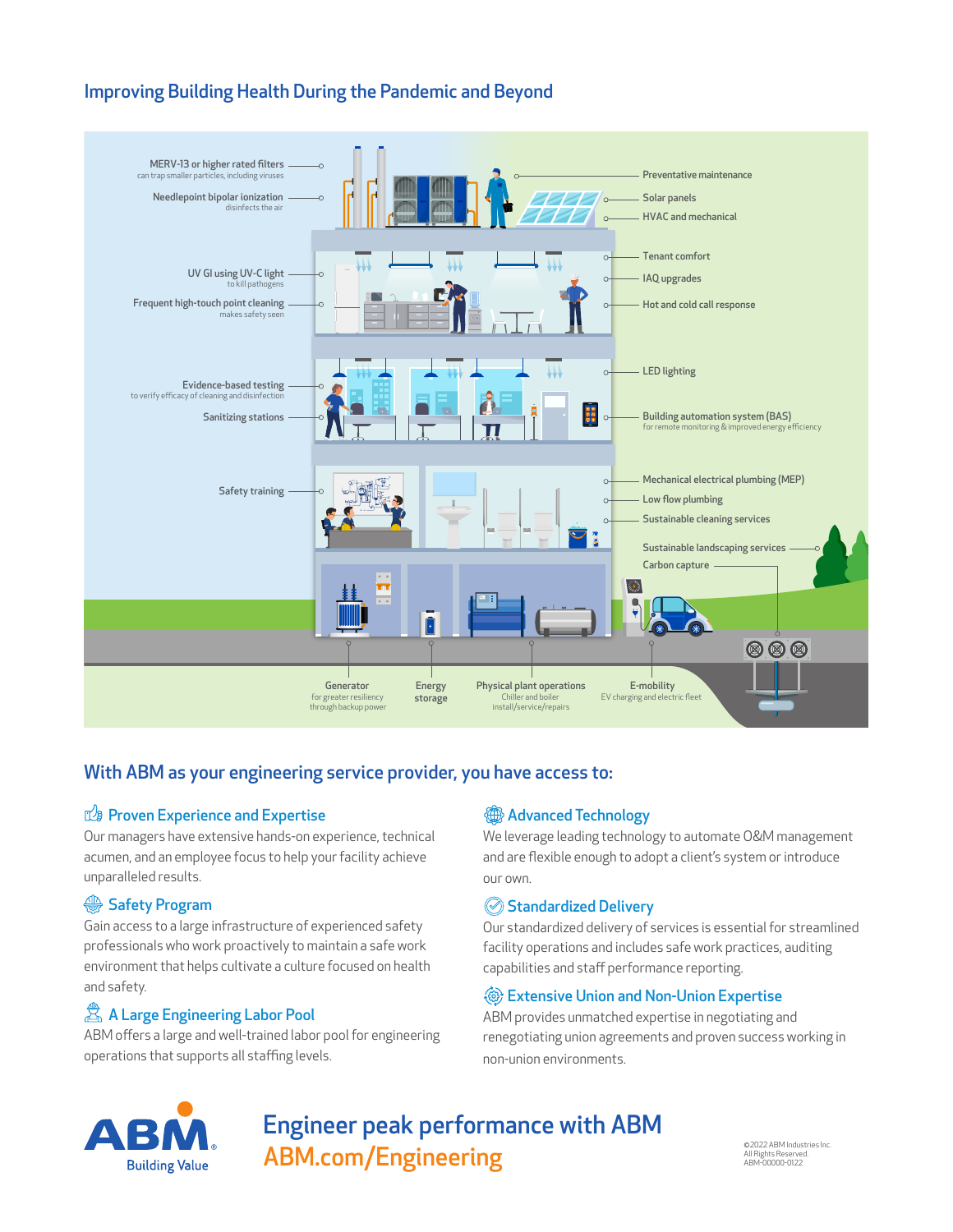## Improving Building Health During the Pandemic and Beyond

MERV-13 or higher rated filters
can trap smaller particles, including viruses

Needlepoint bipolar ionization
disinfects the air

UV GI using UV-C light
to kill pathogens

Frequent high-touch point cleaning
makes safety seen

Evidence-based testing
to verify efficacy of cleaning and disinfection

Sanitizing stations

Safety training

Preventative maintenance

Solar panels

HVAC and mechanical

Tenant comfort

IAQ upgrades

Hot and cold call response

LED lighting

Building automation system (BAS)
for remote monitoring & improved energy efficiency

Mechanical electrical plumbing (MEP)

Low flow plumbing

Sustainable cleaning services

Sustainable landscaping services

Carbon capture

Generator
for greater resiliency through backup power

Energy storage

Physical plant operations
Chiller and boiler install/service/repairs

E-mobility
EV charging and electric fleet

## With ABM as your engineering service provider, you have access to:

### Proven Experience and Expertise

Our managers have extensive hands-on experience, technical acumen, and an employee focus to help your facility achieve unparalleled results.

### Safety Program

Gain access to a large infrastructure of experienced safety professionals who work proactively to maintain a safe work environment that helps cultivate a culture focused on health and safety.

### A Large Engineering Labor Pool

ABM offers a large and well-trained labor pool for engineering operations that supports all staffing levels.

### Advanced Technology

We leverage leading technology to automate O&M management and are flexible enough to adopt a client's system or introduce our own.

### Standardized Delivery

Our standardized delivery of services is essential for streamlined facility operations and includes safe work practices, auditing capabilities and staff performance reporting.

### Extensive Union and Non-Union Expertise

ABM provides unmatched expertise in negotiating and renegotiating union agreements and proven success working in non-union environments.

ABM®
Building Value

**Engineer peak performance with ABM**
**ABM.com/Engineering**

©2022 ABM Industries Inc.
All Rights Reserved.
ABM-00000-0122